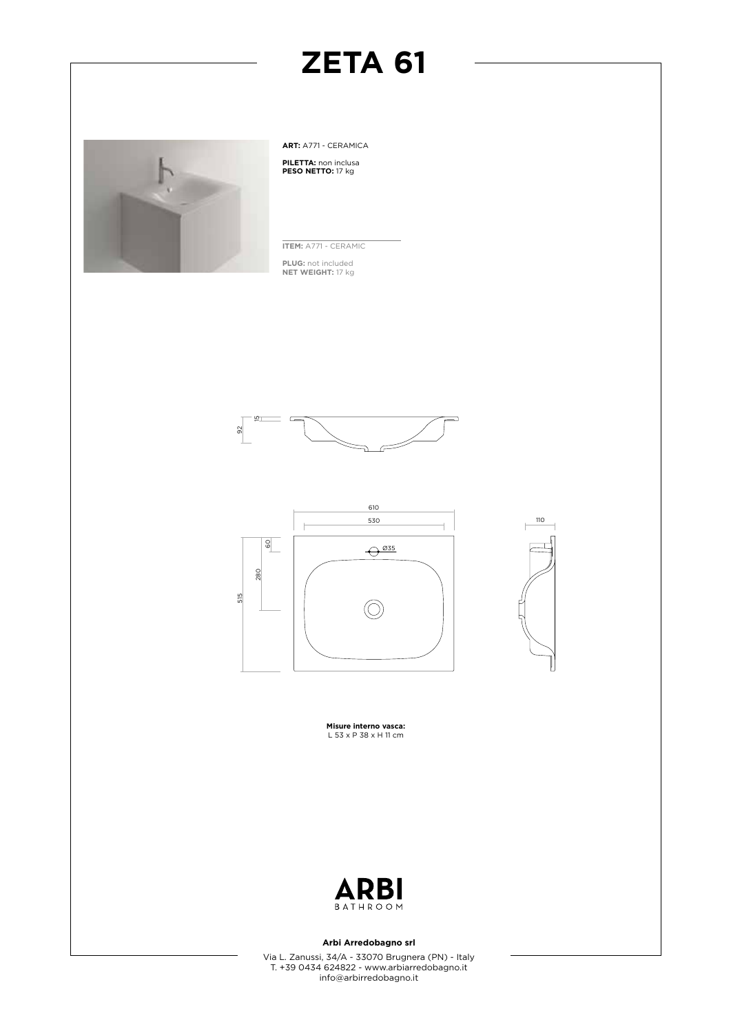# ZETA 61

**ART:** A771 - CERAMICA

**PILETTA:** non inclusa
**PESO NETTO:** 17 kg

**ITEM:** A771 - CERAMIC

**PLUG:** not included
**NET WEIGHT:** 17 kg

**Misure interno vasca:**
L 53 x P 38 x H 11 cm

**Arbi Arredobagno srl**

Via L. Zanussi, 34/A - 33070 Brugnera (PN) - Italy
T. +39 0434 624822 - www.arbiarredobagno.it
info@arbirredobagno.it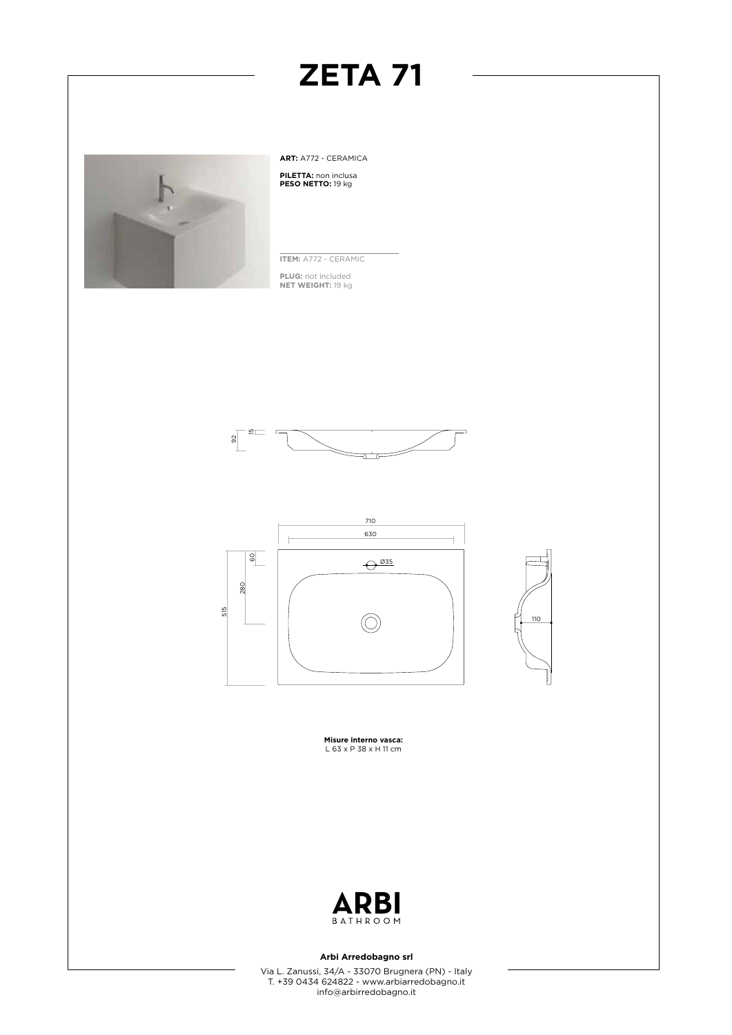# ZETA 71

**ART:** A772 - CERAMICA

**PILETTA:** non inclusa
**PESO NETTO:** 19 kg

**ITEM:** A772 - CERAMIC

**PLUG:** not included
**NET WEIGHT:** 19 kg

**Misure interno vasca:**
L 63 x P 38 x H 11 cm

**Arbi Arredobagno srl**

Via L. Zanussi, 34/A - 33070 Brugnera (PN) - Italy
T. +39 0434 624822 - www.arbiarredobagno.it
info@arbirredobagno.it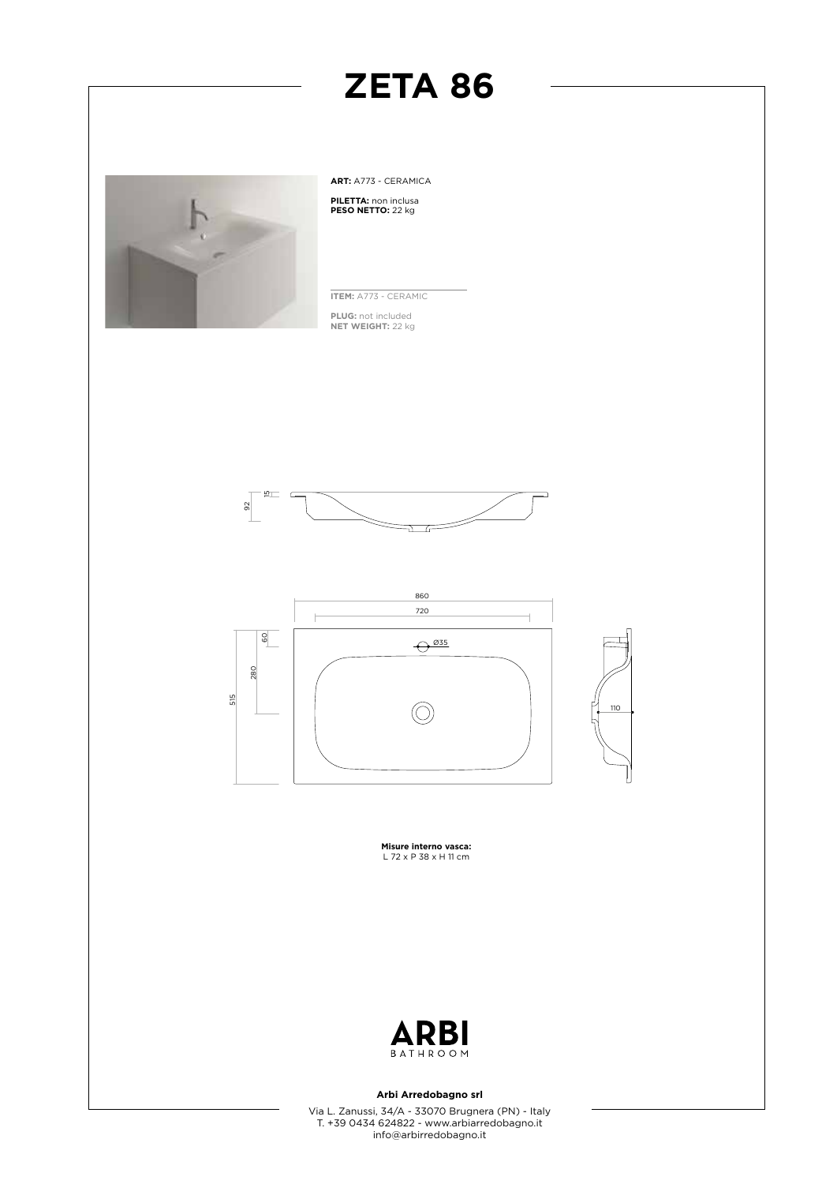# ZETA 86

**ART:** A773 - CERAMICA

**PILETTA:** non inclusa
**PESO NETTO:** 22 kg

**ITEM:** A773 - CERAMIC

**PLUG:** not included
**NET WEIGHT:** 22 kg

**Misure interno vasca:**
L 72 x P 38 x H 11 cm

**Arbi Arredobagno srl**

Via L. Zanussi, 34/A - 33070 Brugnera (PN) - Italy
T. +39 0434 624822 - www.arbiarredobagno.it
info@arbirredobagno.it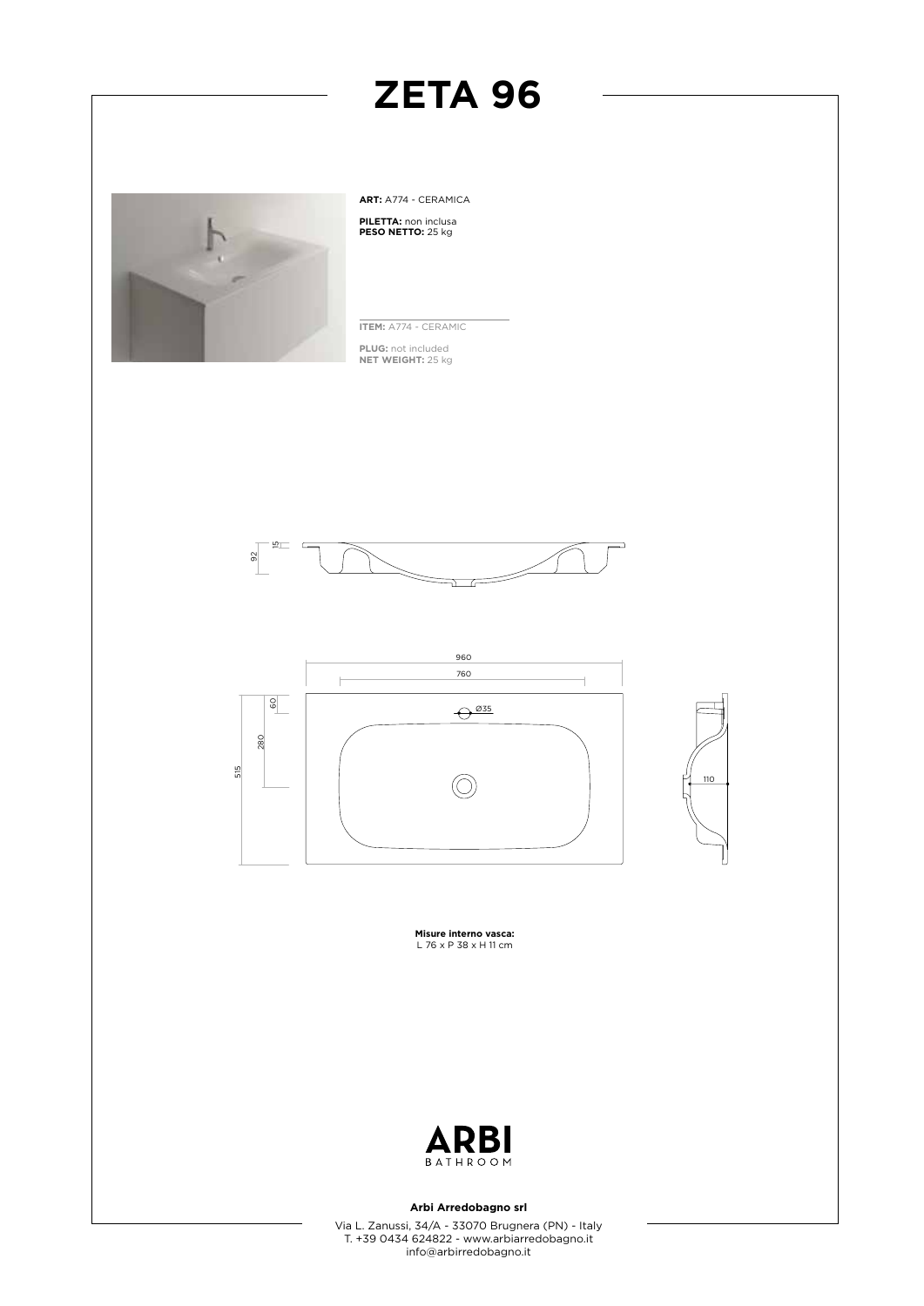# ZETA 96

**ART:** A774 - CERAMICA

**PILETTA:** non inclusa
**PESO NETTO:** 25 kg

**ITEM:** A774 - CERAMIC

**PLUG:** not included
**NET WEIGHT:** 25 kg

92 15

960
760
Ø35
60
280
515
110

**Misure interno vasca:**
L 76 x P 38 x H 11 cm

ARBI BATHROOM

**Arbi Arredobagno srl**

Via L. Zanussi, 34/A - 33070 Brugnera (PN) - Italy
T. +39 0434 624822 - www.arbiarredobagno.it
info@arbirredobagno.it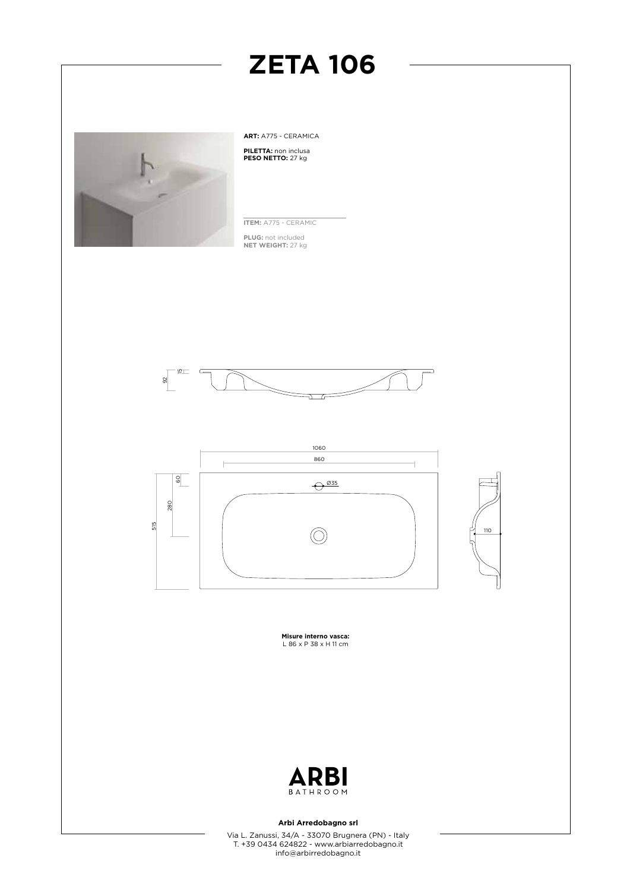# ZETA 106

**ART:** A775 - CERAMICA

**PILETTA:** non inclusa
**PESO NETTO:** 27 kg

**ITEM:** A775 - CERAMIC

**PLUG:** not included
**NET WEIGHT:** 27 kg

92 15

1060
860
Ø35
60
280
515
110

**Misure interno vasca:**
L 86 x P 38 x H 11 cm

ARBI
BATHROOM

**Arbi Arredobagno srl**

Via L. Zanussi, 34/A - 33070 Brugnera (PN) - Italy
T. +39 0434 624822 - www.arbiarredobagno.it
info@arbirredobagno.it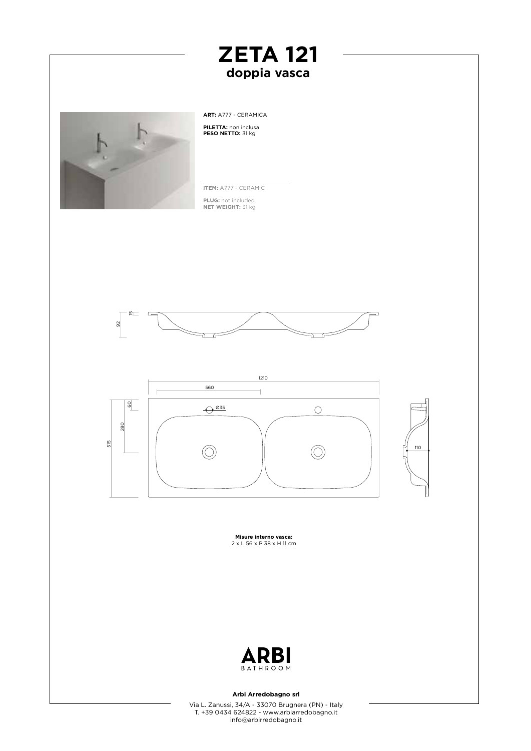# ZETA 121

## doppia vasca

**ART:** A777 - CERAMICA

**PILETTA:** non inclusa
**PESO NETTO:** 31 kg

**ITEM:** A777 - CERAMIC

**PLUG:** not included
**NET WEIGHT:** 31 kg

15
92

1210
560
60
Ø35
280
515
110

**Misure interno vasca:**
2 x L 56 x P 38 x H 11 cm

ARBI
BATHROOM

**Arbi Arredobagno srl**

Via L. Zanussi, 34/A - 33070 Brugnera (PN) - Italy
T. +39 0434 624822 - www.arbiarredobagno.it
info@arbirredobagno.it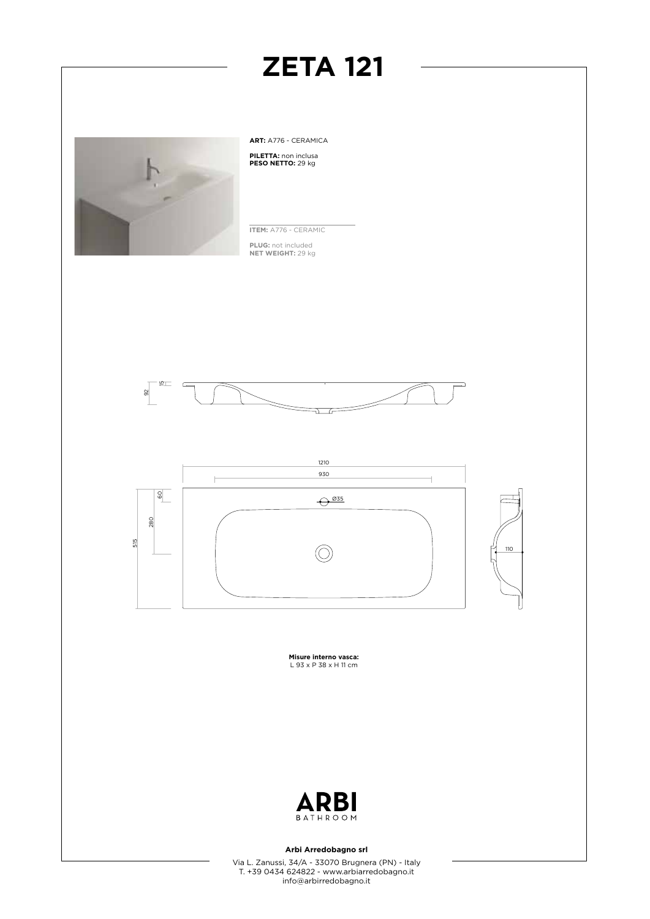# ZETA 121

**ART:** A776 - CERAMICA

**PILETTA:** non inclusa
**PESO NETTO:** 29 kg

**ITEM:** A776 - CERAMIC

**PLUG:** not included
**NET WEIGHT:** 29 kg

92
15

1210
930
Ø35
60
280
515
110

**Misure interno vasca:**
L 93 x P 38 x H 11 cm

ARBI
BATHROOM

**Arbi Arredobagno srl**

Via L. Zanussi, 34/A - 33070 Brugnera (PN) - Italy
T. +39 0434 624822 - www.arbiarredobagno.it
info@arbirredobagno.it